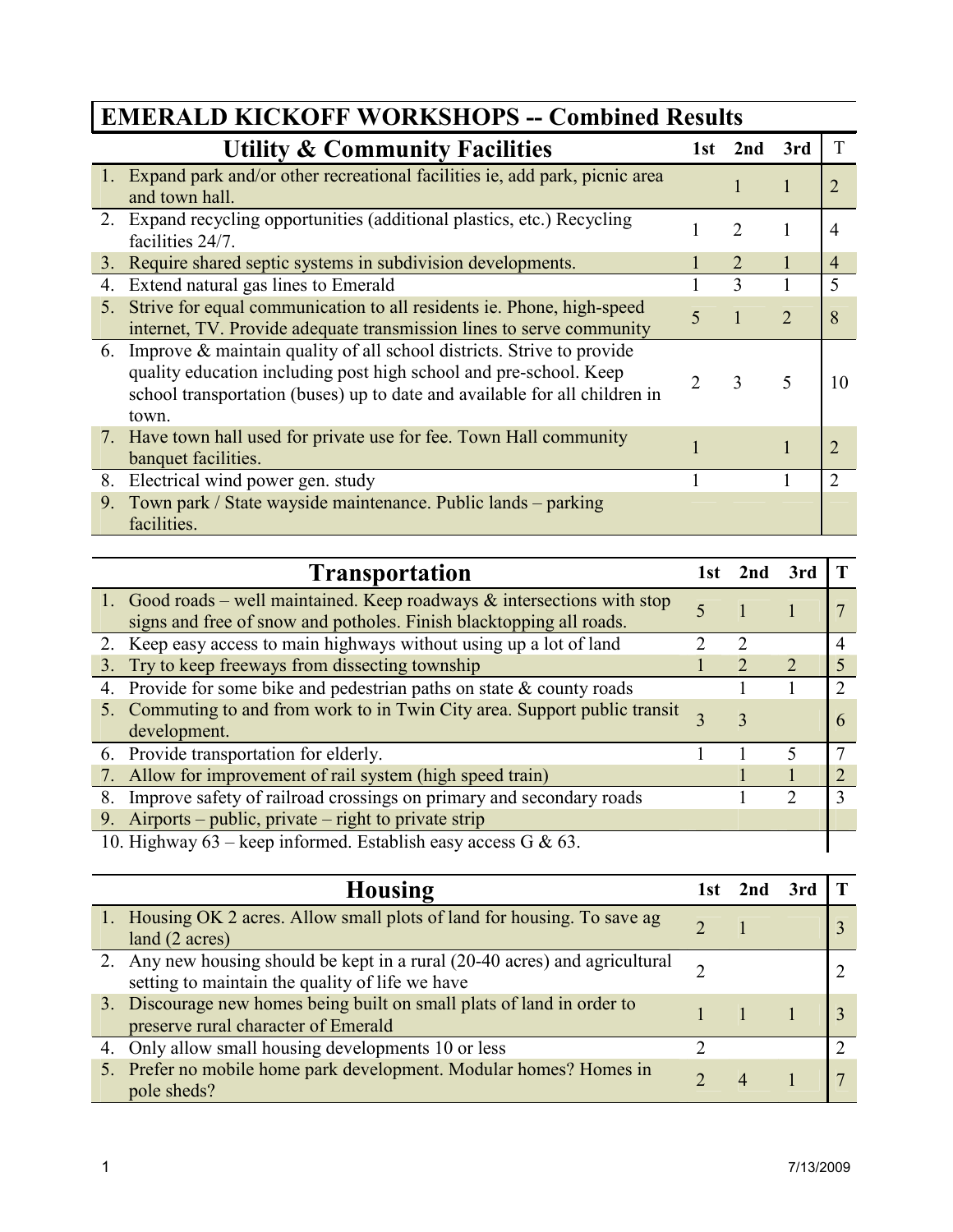# EMERALD KICKOFF WORKSHOPS -- Combined Results

| Utility & Community Facilities | 1st | 2nd | 3rd | T |
|---|---|---|---|---|
| 1. Expand park and/or other recreational facilities ie, add park, picnic area and town hall. | | 1 | 1 | 2 |
| 2. Expand recycling opportunities (additional plastics, etc.) Recycling facilities 24/7. | 1 | 2 | 1 | 4 |
| 3. Require shared septic systems in subdivision developments. | 1 | 2 | 1 | 4 |
| 4. Extend natural gas lines to Emerald | 1 | 3 | 1 | 5 |
| 5. Strive for equal communication to all residents ie. Phone, high-speed internet, TV. Provide adequate transmission lines to serve community | 5 | 1 | 2 | 8 |
| 6. Improve & maintain quality of all school districts. Strive to provide quality education including post high school and pre-school. Keep school transportation (buses) up to date and available for all children in town. | 2 | 3 | 5 | 10 |
| 7. Have town hall used for private use for fee. Town Hall community banquet facilities. | 1 | | 1 | 2 |
| 8. Electrical wind power gen. study | 1 | | 1 | 2 |
| 9. Town park / State wayside maintenance. Public lands – parking facilities. | | | | |

| Transportation | 1st | 2nd | 3rd | T |
|---|---|---|---|---|
| 1. Good roads – well maintained. Keep roadways & intersections with stop signs and free of snow and potholes. Finish blacktopping all roads. | 5 | 1 | 1 | 7 |
| 2. Keep easy access to main highways without using up a lot of land | 2 | 2 | | 4 |
| 3. Try to keep freeways from dissecting township | 1 | 2 | 2 | 5 |
| 4. Provide for some bike and pedestrian paths on state & county roads | | 1 | 1 | 2 |
| 5. Commuting to and from work to in Twin City area. Support public transit development. | 3 | 3 | | 6 |
| 6. Provide transportation for elderly. | 1 | 1 | 5 | 7 |
| 7. Allow for improvement of rail system (high speed train) | | 1 | 1 | 2 |
| 8. Improve safety of railroad crossings on primary and secondary roads | | 1 | 2 | 3 |
| 9. Airports – public, private – right to private strip | | | | |
| 10. Highway 63 – keep informed. Establish easy access G & 63. | | | | |

| Housing | 1st | 2nd | 3rd | T |
|---|---|---|---|---|
| 1. Housing OK 2 acres. Allow small plots of land for housing. To save ag land (2 acres) | 2 | 1 | | 3 |
| 2. Any new housing should be kept in a rural (20-40 acres) and agricultural setting to maintain the quality of life we have | 2 | | | 2 |
| 3. Discourage new homes being built on small plats of land in order to preserve rural character of Emerald | 1 | 1 | 1 | 3 |
| 4. Only allow small housing developments 10 or less | 2 | | | 2 |
| 5. Prefer no mobile home park development. Modular homes? Homes in pole sheds? | 2 | 4 | 1 | 7 |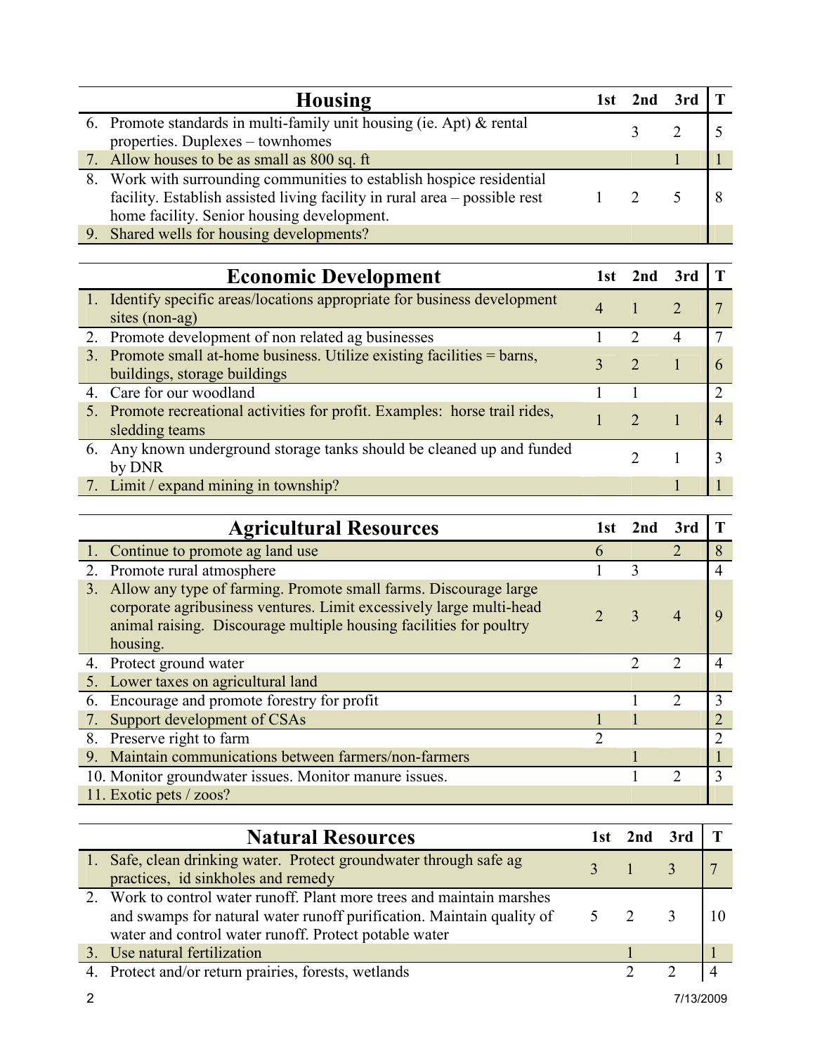| Housing | 1st | 2nd | 3rd | T |
|---|---|---|---|---|
| 6. Promote standards in multi-family unit housing (ie. Apt) & rental properties. Duplexes – townhomes | | 3 | 2 | 5 |
| 7. Allow houses to be as small as 800 sq. ft | | | 1 | 1 |
| 8. Work with surrounding communities to establish hospice residential facility. Establish assisted living facility in rural area – possible rest home facility. Senior housing development. | 1 | 2 | 5 | 8 |
| 9. Shared wells for housing developments? | | | | |

| Economic Development | 1st | 2nd | 3rd | T |
|---|---|---|---|---|
| 1. Identify specific areas/locations appropriate for business development sites (non-ag) | 4 | 1 | 2 | 7 |
| 2. Promote development of non related ag businesses | 1 | 2 | 4 | 7 |
| 3. Promote small at-home business. Utilize existing facilities = barns, buildings, storage buildings | 3 | 2 | 1 | 6 |
| 4. Care for our woodland | 1 | 1 | | 2 |
| 5. Promote recreational activities for profit. Examples: horse trail rides, sledding teams | 1 | 2 | 1 | 4 |
| 6. Any known underground storage tanks should be cleaned up and funded by DNR | | 2 | 1 | 3 |
| 7. Limit / expand mining in township? | | | 1 | 1 |

| Agricultural Resources | 1st | 2nd | 3rd | T |
|---|---|---|---|---|
| 1. Continue to promote ag land use | 6 | | 2 | 8 |
| 2. Promote rural atmosphere | 1 | 3 | | 4 |
| 3. Allow any type of farming. Promote small farms. Discourage large corporate agribusiness ventures. Limit excessively large multi-head animal raising. Discourage multiple housing facilities for poultry housing. | 2 | 3 | 4 | 9 |
| 4. Protect ground water | | 2 | 2 | 4 |
| 5. Lower taxes on agricultural land | | | | |
| 6. Encourage and promote forestry for profit | | 1 | 2 | 3 |
| 7. Support development of CSAs | 1 | 1 | | 2 |
| 8. Preserve right to farm | 2 | | | 2 |
| 9. Maintain communications between farmers/non-farmers | | 1 | | 1 |
| 10. Monitor groundwater issues. Monitor manure issues. | | 1 | 2 | 3 |
| 11. Exotic pets / zoos? | | | | |

| Natural Resources | 1st | 2nd | 3rd | T |
|---|---|---|---|---|
| 1. Safe, clean drinking water. Protect groundwater through safe ag practices, id sinkholes and remedy | 3 | 1 | 3 | 7 |
| 2. Work to control water runoff. Plant more trees and maintain marshes and swamps for natural water runoff purification. Maintain quality of water and control water runoff. Protect potable water | 5 | 2 | 3 | 10 |
| 3. Use natural fertilization | | 1 | | 1 |
| 4. Protect and/or return prairies, forests, wetlands | | 2 | 2 | 4 |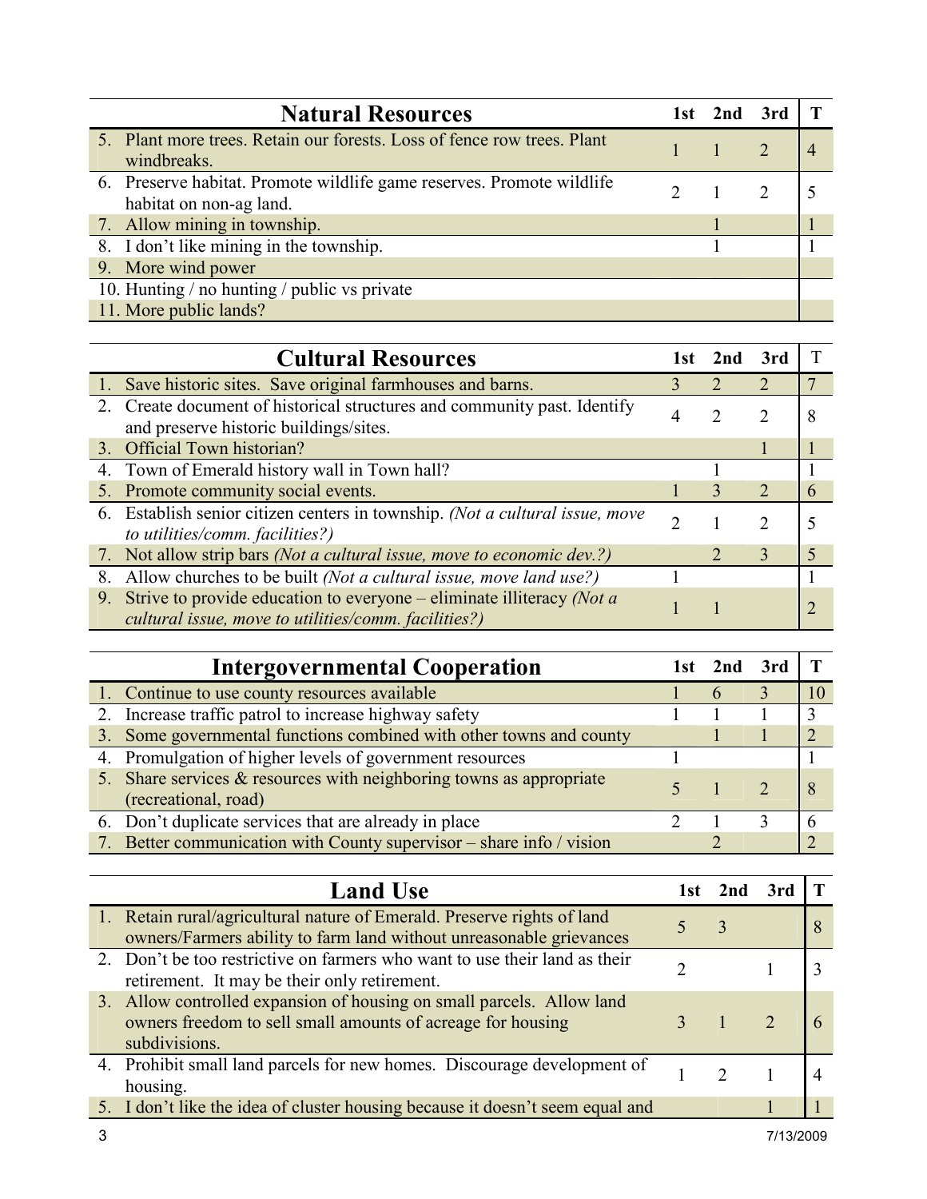| Natural Resources | 1st | 2nd | 3rd | T |
|---|---|---|---|---|
| 5. Plant more trees. Retain our forests. Loss of fence row trees. Plant windbreaks. | 1 | 1 | 2 | 4 |
| 6. Preserve habitat. Promote wildlife game reserves. Promote wildlife habitat on non-ag land. | 2 | 1 | 2 | 5 |
| 7. Allow mining in township. | | 1 | | 1 |
| 8. I don't like mining in the township. | | 1 | | 1 |
| 9. More wind power | | | | |
| 10. Hunting / no hunting / public vs private | | | | |
| 11. More public lands? | | | | |

| Cultural Resources | 1st | 2nd | 3rd | T |
|---|---|---|---|---|
| 1. Save historic sites. Save original farmhouses and barns. | 3 | 2 | 2 | 7 |
| 2. Create document of historical structures and community past. Identify and preserve historic buildings/sites. | 4 | 2 | 2 | 8 |
| 3. Official Town historian? | | | 1 | 1 |
| 4. Town of Emerald history wall in Town hall? | | 1 | | 1 |
| 5. Promote community social events. | 1 | 3 | 2 | 6 |
| 6. Establish senior citizen centers in township. *(Not a cultural issue, move to utilities/comm. facilities?)* | 2 | 1 | 2 | 5 |
| 7. Not allow strip bars *(Not a cultural issue, move to economic dev.?)* | | 2 | 3 | 5 |
| 8. Allow churches to be built *(Not a cultural issue, move land use?)* | 1 | | | 1 |
| 9. Strive to provide education to everyone – eliminate illiteracy *(Not a cultural issue, move to utilities/comm. facilities?)* | 1 | 1 | | 2 |

| Intergovernmental Cooperation | 1st | 2nd | 3rd | T |
|---|---|---|---|---|
| 1. Continue to use county resources available | 1 | 6 | 3 | 10 |
| 2. Increase traffic patrol to increase highway safety | 1 | 1 | 1 | 3 |
| 3. Some governmental functions combined with other towns and county | | 1 | 1 | 2 |
| 4. Promulgation of higher levels of government resources | 1 | | | 1 |
| 5. Share services & resources with neighboring towns as appropriate (recreational, road) | 5 | 1 | 2 | 8 |
| 6. Don't duplicate services that are already in place | 2 | 1 | 3 | 6 |
| 7. Better communication with County supervisor – share info / vision | | 2 | | 2 |

| Land Use | 1st | 2nd | 3rd | T |
|---|---|---|---|---|
| 1. Retain rural/agricultural nature of Emerald. Preserve rights of land owners/Farmers ability to farm land without unreasonable grievances | 5 | 3 | | 8 |
| 2. Don't be too restrictive on farmers who want to use their land as their retirement. It may be their only retirement. | 2 | | 1 | 3 |
| 3. Allow controlled expansion of housing on small parcels. Allow land owners freedom to sell small amounts of acreage for housing subdivisions. | 3 | 1 | 2 | 6 |
| 4. Prohibit small land parcels for new homes. Discourage development of housing. | 1 | 2 | 1 | 4 |
| 5. I don't like the idea of cluster housing because it doesn't seem equal and | | | 1 | 1 |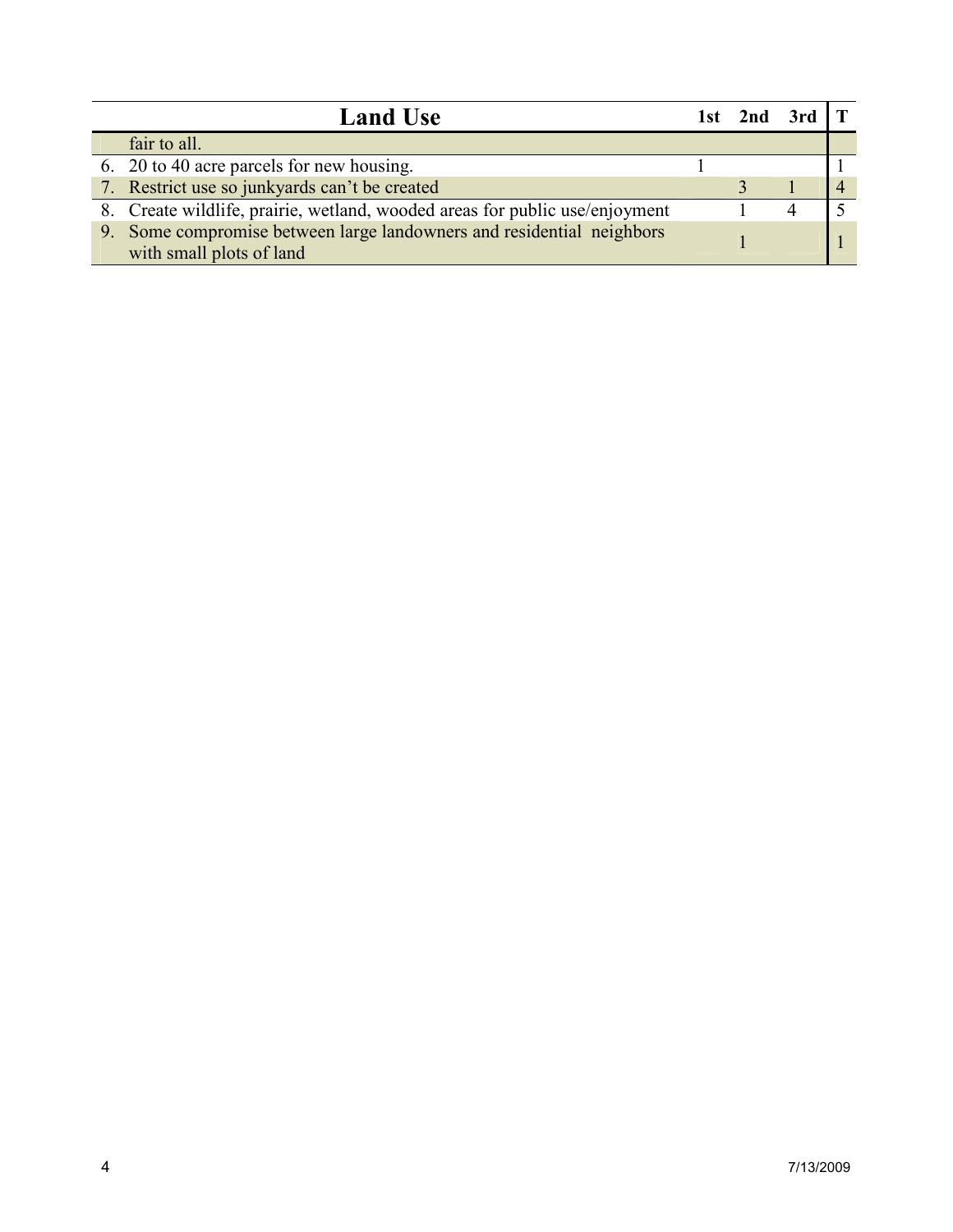| Land Use | 1st | 2nd | 3rd | T |
|---|---|---|---|---|
| fair to all. | | | | |
| 6. 20 to 40 acre parcels for new housing. | 1 | | | 1 |
| 7. Restrict use so junkyards can't be created | | 3 | 1 | 4 |
| 8. Create wildlife, prairie, wetland, wooded areas for public use/enjoyment | | 1 | 4 | 5 |
| 9. Some compromise between large landowners and residential neighbors with small plots of land | | 1 | | 1 |